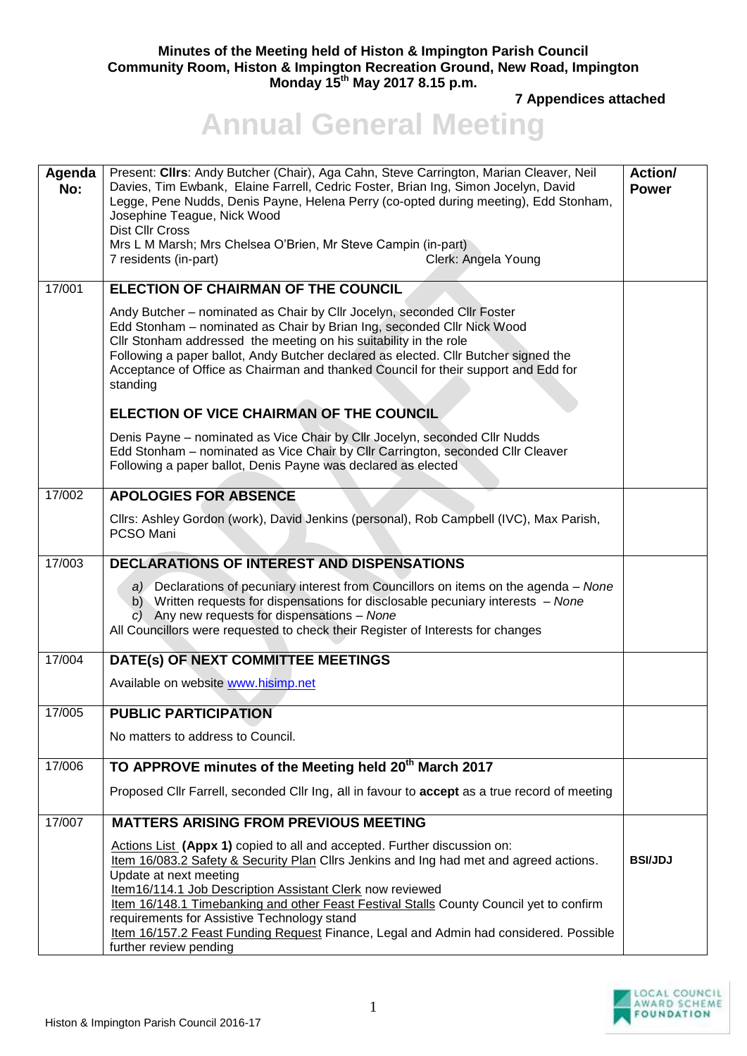**Minutes of the Meeting held of Histon & Impington Parish Council**
**Community Room, Histon & Impington Recreation Ground, New Road, Impington**
**Monday 15th May 2017 8.15 p.m.**

**7 Appendices attached**

# Annual General Meeting

| Agenda No: | Present: **Cllrs**: Andy Butcher (Chair), Aga Cahn, Steve Carrington, Marian Cleaver, Neil Davies, Tim Ewbank, Elaine Farrell, Cedric Foster, Brian Ing, Simon Jocelyn, David Legge, Pene Nudds, Denis Payne, Helena Perry (co-opted during meeting), Edd Stonham, Josephine Teague, Nick Wood<br>Dist Cllr Cross<br>Mrs L M Marsh; Mrs Chelsea O'Brien, Mr Steve Campin (in-part)<br>7 residents (in-part) Clerk: Angela Young | **Action/ Power** |
|---|---|---|
| 17/001 | **ELECTION OF CHAIRMAN OF THE COUNCIL**<br><br>Andy Butcher – nominated as Chair by Cllr Jocelyn, seconded Cllr Foster<br>Edd Stonham – nominated as Chair by Brian Ing, seconded Cllr Nick Wood<br>Cllr Stonham addressed the meeting on his suitability in the role<br>Following a paper ballot, Andy Butcher declared as elected. Cllr Butcher signed the Acceptance of Office as Chairman and thanked Council for their support and Edd for standing<br><br>**ELECTION OF VICE CHAIRMAN OF THE COUNCIL**<br><br>Denis Payne – nominated as Vice Chair by Cllr Jocelyn, seconded Cllr Nudds<br>Edd Stonham – nominated as Vice Chair by Cllr Carrington, seconded Cllr Cleaver<br>Following a paper ballot, Denis Payne was declared as elected | |
| 17/002 | **APOLOGIES FOR ABSENCE**<br><br>Cllrs: Ashley Gordon (work), David Jenkins (personal), Rob Campbell (IVC), Max Parish, PCSO Mani | |
| 17/003 | **DECLARATIONS OF INTEREST AND DISPENSATIONS**<br><br>a) Declarations of pecuniary interest from Councillors on items on the agenda – *None*<br>b) Written requests for dispensations for disclosable pecuniary interests – *None*<br>c) Any new requests for dispensations – *None*<br>All Councillors were requested to check their Register of Interests for changes | |
| 17/004 | **DATE(s) OF NEXT COMMITTEE MEETINGS**<br><br>Available on website www.hisimp.net | |
| 17/005 | **PUBLIC PARTICIPATION**<br><br>No matters to address to Council. | |
| 17/006 | **TO APPROVE minutes of the Meeting held 20th March 2017**<br><br>Proposed Cllr Farrell, seconded Cllr Ing, all in favour to **accept** as a true record of meeting | |
| 17/007 | **MATTERS ARISING FROM PREVIOUS MEETING**<br><br>Actions List **(Appx 1)** copied to all and accepted. Further discussion on:<br>Item 16/083.2 Safety & Security Plan Cllrs Jenkins and Ing had met and agreed actions. Update at next meeting<br>Item16/114.1 Job Description Assistant Clerk now reviewed<br>Item 16/148.1 Timebanking and other Feast Festival Stalls County Council yet to confirm requirements for Assistive Technology stand<br>Item 16/157.2 Feast Funding Request Finance, Legal and Admin had considered. Possible further review pending | **BSI/JDJ** |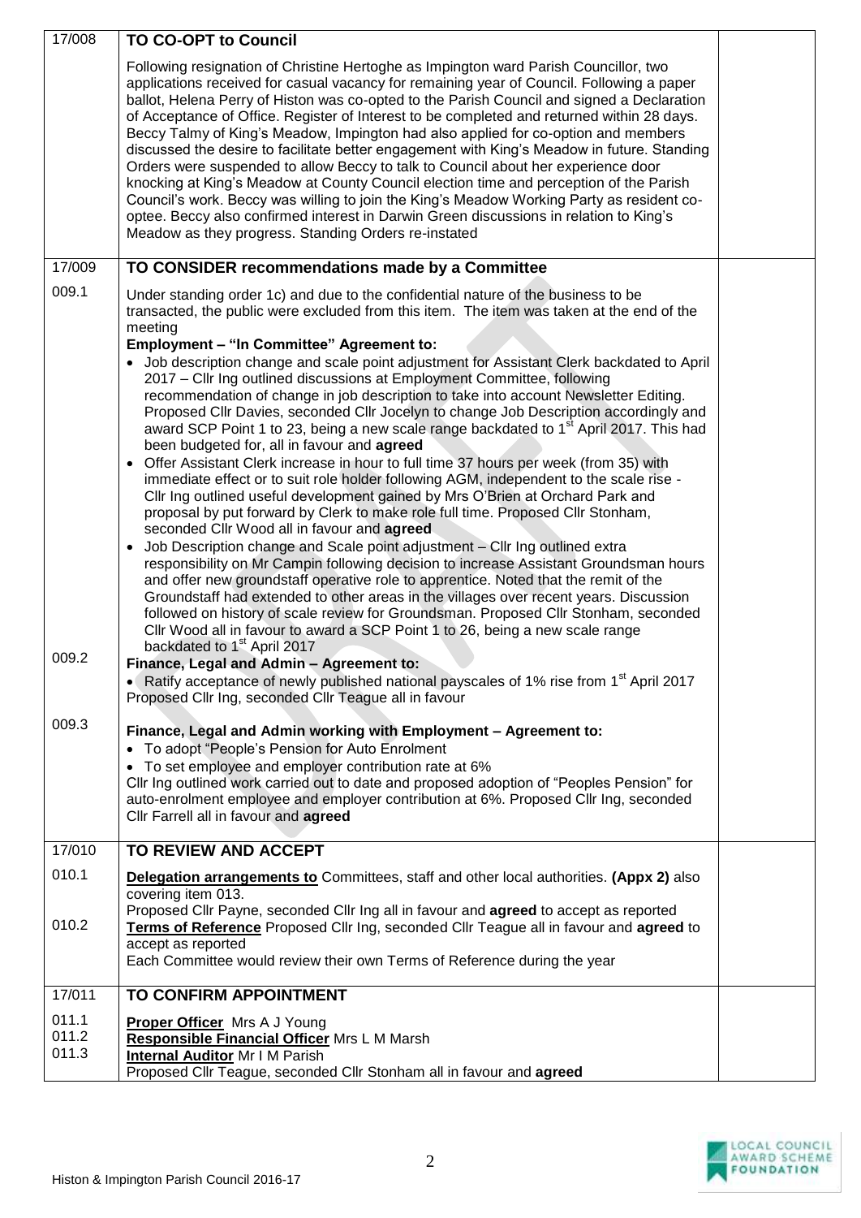| | | |
|---|---|---|
| 17/008 | **TO CO-OPT to Council**<br><br>Following resignation of Christine Hertoghe as Impington ward Parish Councillor, two applications received for casual vacancy for remaining year of Council. Following a paper ballot, Helena Perry of Histon was co-opted to the Parish Council and signed a Declaration of Acceptance of Office. Register of Interest to be completed and returned within 28 days. Beccy Talmy of King's Meadow, Impington had also applied for co-option and members discussed the desire to facilitate better engagement with King's Meadow in future. Standing Orders were suspended to allow Beccy to talk to Council about her experience door knocking at King's Meadow at County Council election time and perception of the Parish Council's work. Beccy was willing to join the King's Meadow Working Party as resident co-optee. Beccy also confirmed interest in Darwin Green discussions in relation to King's Meadow as they progress. Standing Orders re-instated | |
| 17/009 | **TO CONSIDER recommendations made by a Committee** | |
| 009.1 | Under standing order 1c) and due to the confidential nature of the business to be transacted, the public were excluded from this item. The item was taken at the end of the meeting<br>**Employment – "In Committee" Agreement to:**<br>• Job description change and scale point adjustment for Assistant Clerk backdated to April 2017 – Cllr Ing outlined discussions at Employment Committee, following recommendation of change in job description to take into account Newsletter Editing. Proposed Cllr Davies, seconded Cllr Jocelyn to change Job Description accordingly and award SCP Point 1 to 23, being a new scale range backdated to 1st April 2017. This had been budgeted for, all in favour and **agreed**<br>• Offer Assistant Clerk increase in hour to full time 37 hours per week (from 35) with immediate effect or to suit role holder following AGM, independent to the scale rise - Cllr Ing outlined useful development gained by Mrs O'Brien at Orchard Park and proposal by put forward by Clerk to make role full time. Proposed Cllr Stonham, seconded Cllr Wood all in favour and **agreed**<br>• Job Description change and Scale point adjustment – Cllr Ing outlined extra responsibility on Mr Campin following decision to increase Assistant Groundsman hours and offer new groundstaff operative role to apprentice. Noted that the remit of the Groundstaff had extended to other areas in the villages over recent years. Discussion followed on history of scale review for Groundsman. Proposed Cllr Stonham, seconded Cllr Wood all in favour to award a SCP Point 1 to 26, being a new scale range backdated to 1st April 2017 | |
| 009.2 | **Finance, Legal and Admin – Agreement to:**<br>• Ratify acceptance of newly published national payscales of 1% rise from 1st April 2017<br>Proposed Cllr Ing, seconded Cllr Teague all in favour | |
| 009.3 | **Finance, Legal and Admin working with Employment – Agreement to:**<br>• To adopt "People's Pension for Auto Enrolment<br>• To set employee and employer contribution rate at 6%<br>Cllr Ing outlined work carried out to date and proposed adoption of "Peoples Pension" for auto-enrolment employee and employer contribution at 6%. Proposed Cllr Ing, seconded Cllr Farrell all in favour and **agreed** | |
| 17/010 | **TO REVIEW AND ACCEPT** | |
| 010.1 | **Delegation arrangements to** Committees, staff and other local authorities. **(Appx 2)** also covering item 013.<br>Proposed Cllr Payne, seconded Cllr Ing all in favour and **agreed** to accept as reported | |
| 010.2 | **Terms of Reference** Proposed Cllr Ing, seconded Cllr Teague all in favour and **agreed** to accept as reported<br>Each Committee would review their own Terms of Reference during the year | |
| 17/011 | **TO CONFIRM APPOINTMENT** | |
| 011.1<br>011.2<br>011.3 | **Proper Officer** Mrs A J Young<br>**Responsible Financial Officer** Mrs L M Marsh<br>**Internal Auditor** Mr I M Parish<br>Proposed Cllr Teague, seconded Cllr Stonham all in favour and **agreed** | |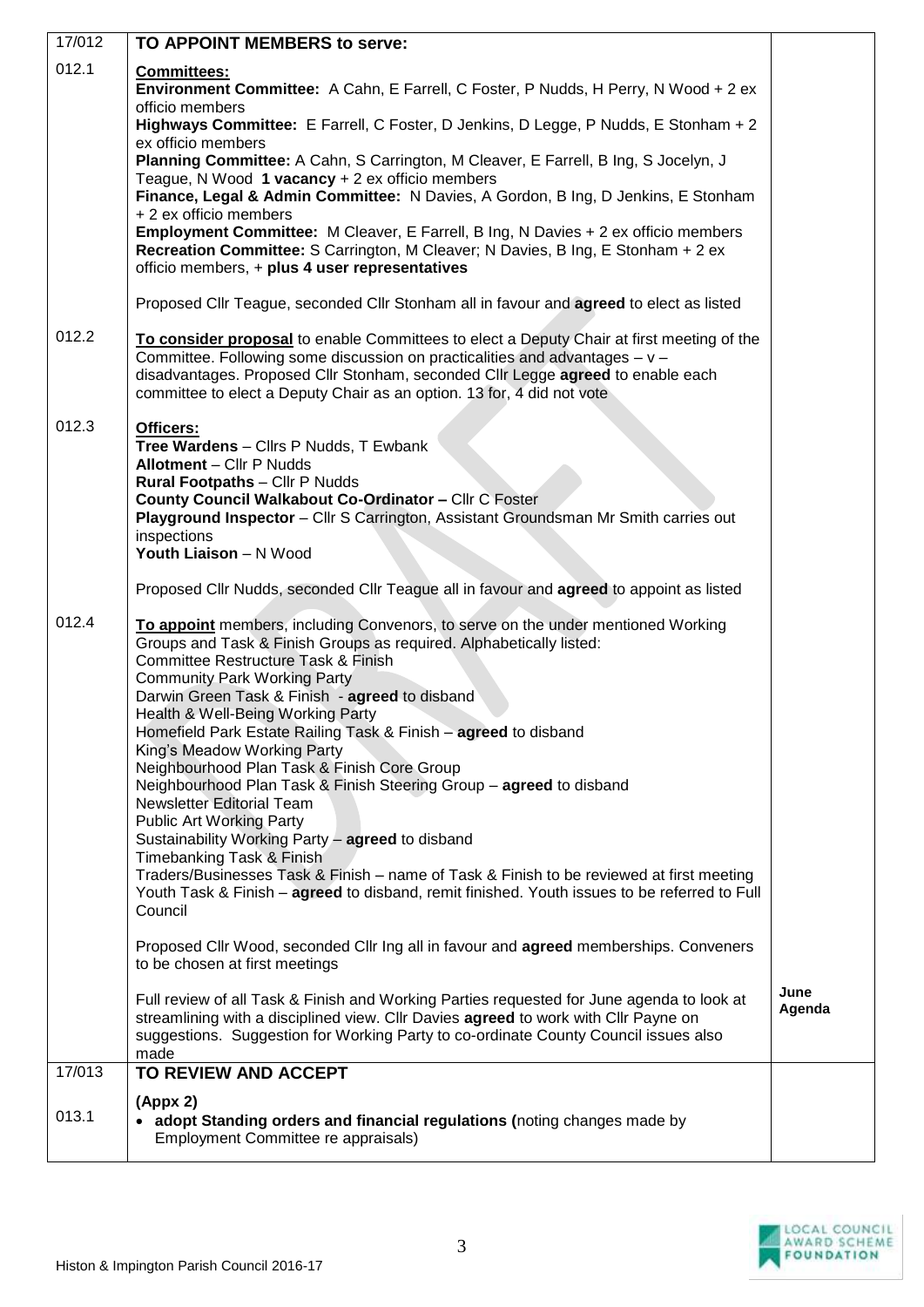| | | |
|---|---|---|
| 17/012 | **TO APPOINT MEMBERS to serve:** | |
| 012.1 | **Committees:**<br>**Environment Committee:** A Cahn, E Farrell, C Foster, P Nudds, H Perry, N Wood + 2 ex officio members<br>**Highways Committee:** E Farrell, C Foster, D Jenkins, D Legge, P Nudds, E Stonham + 2 ex officio members<br>**Planning Committee:** A Cahn, S Carrington, M Cleaver, E Farrell, B Ing, S Jocelyn, J Teague, N Wood **1 vacancy** + 2 ex officio members<br>**Finance, Legal & Admin Committee:** N Davies, A Gordon, B Ing, D Jenkins, E Stonham + 2 ex officio members<br>**Employment Committee:** M Cleaver, E Farrell, B Ing, N Davies + 2 ex officio members<br>**Recreation Committee:** S Carrington, M Cleaver; N Davies, B Ing, E Stonham + 2 ex officio members, + **plus 4 user representatives**<br><br>Proposed Cllr Teague, seconded Cllr Stonham all in favour and **agreed** to elect as listed | |
| 012.2 | **To consider proposal** to enable Committees to elect a Deputy Chair at first meeting of the Committee. Following some discussion on practicalities and advantages – v – disadvantages. Proposed Cllr Stonham, seconded Cllr Legge **agreed** to enable each committee to elect a Deputy Chair as an option. 13 for, 4 did not vote | |
| 012.3 | **Officers:**<br>**Tree Wardens** – Cllrs P Nudds, T Ewbank<br>**Allotment** – Cllr P Nudds<br>**Rural Footpaths** – Cllr P Nudds<br>**County Council Walkabout Co-Ordinator –** Cllr C Foster<br>**Playground Inspector** – Cllr S Carrington, Assistant Groundsman Mr Smith carries out inspections<br>**Youth Liaison** – N Wood<br><br>Proposed Cllr Nudds, seconded Cllr Teague all in favour and **agreed** to appoint as listed | |
| 012.4 | **To appoint** members, including Convenors, to serve on the under mentioned Working Groups and Task & Finish Groups as required. Alphabetically listed:<br>Committee Restructure Task & Finish<br>Community Park Working Party<br>Darwin Green Task & Finish - **agreed** to disband<br>Health & Well-Being Working Party<br>Homefield Park Estate Railing Task & Finish – **agreed** to disband<br>King's Meadow Working Party<br>Neighbourhood Plan Task & Finish Core Group<br>Neighbourhood Plan Task & Finish Steering Group – **agreed** to disband<br>Newsletter Editorial Team<br>Public Art Working Party<br>Sustainability Working Party – **agreed** to disband<br>Timebanking Task & Finish<br>Traders/Businesses Task & Finish – name of Task & Finish to be reviewed at first meeting<br>Youth Task & Finish – **agreed** to disband, remit finished. Youth issues to be referred to Full Council<br><br>Proposed Cllr Wood, seconded Cllr Ing all in favour and **agreed** memberships. Conveners to be chosen at first meetings<br><br>Full review of all Task & Finish and Working Parties requested for June agenda to look at streamlining with a disciplined view. Cllr Davies **agreed** to work with Cllr Payne on suggestions. Suggestion for Working Party to co-ordinate County Council issues also made | **June Agenda** |
| 17/013 | **TO REVIEW AND ACCEPT** | |
| 013.1 | **(Appx 2)**<br>• **adopt Standing orders and financial regulations (**noting changes made by Employment Committee re appraisals) | |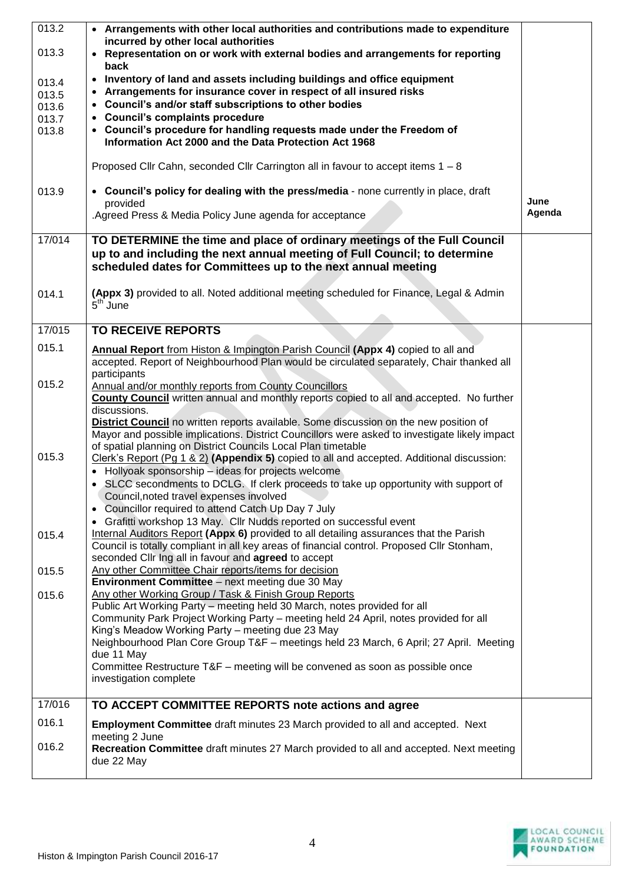| | | |
|---|---|---|
| 013.2<br><br>013.3<br><br>013.4<br>013.5<br>013.6<br>013.7<br>013.8 | • **Arrangements with other local authorities and contributions made to expenditure incurred by other local authorities**<br>• **Representation on or work with external bodies and arrangements for reporting back**<br>• **Inventory of land and assets including buildings and office equipment**<br>• **Arrangements for insurance cover in respect of all insured risks**<br>• **Council's and/or staff subscriptions to other bodies**<br>• **Council's complaints procedure**<br>• **Council's procedure for handling requests made under the Freedom of Information Act 2000 and the Data Protection Act 1968**<br><br>Proposed Cllr Cahn, seconded Cllr Carrington all in favour to accept items 1 – 8 | |
| 013.9 | • **Council's policy for dealing with the press/media** - none currently in place, draft provided<br>.Agreed Press & Media Policy June agenda for acceptance | June Agenda |
| 17/014 | **TO DETERMINE the time and place of ordinary meetings of the Full Council up to and including the next annual meeting of Full Council; to determine scheduled dates for Committees up to the next annual meeting** | |
| 014.1 | **(Appx 3)** provided to all. Noted additional meeting scheduled for Finance, Legal & Admin 5th June | |
| 17/015 | **TO RECEIVE REPORTS** | |
| 015.1<br><br><br>015.2<br><br><br><br><br><br>015.3<br><br><br><br><br><br>015.4<br><br><br>015.5<br><br>015.6 | **Annual Report** from Histon & Impington Parish Council **(Appx 4)** copied to all and accepted. Report of Neighbourhood Plan would be circulated separately, Chair thanked all participants<br>Annual and/or monthly reports from County Councillors<br>**County Council** written annual and monthly reports copied to all and accepted. No further discussions.<br>**District Council** no written reports available. Some discussion on the new position of Mayor and possible implications. District Councillors were asked to investigate likely impact of spatial planning on District Councils Local Plan timetable<br>Clerk's Report (Pg 1 & 2) **(Appendix 5)** copied to all and accepted. Additional discussion:<br>• Hollyoak sponsorship – ideas for projects welcome<br>• SLCC secondments to DCLG. If clerk proceeds to take up opportunity with support of Council,noted travel expenses involved<br>• Councillor required to attend Catch Up Day 7 July<br>• Grafitti workshop 13 May. Cllr Nudds reported on successful event<br>Internal Auditors Report **(Appx 6)** provided to all detailing assurances that the Parish Council is totally compliant in all key areas of financial control. Proposed Cllr Stonham, seconded Cllr Ing all in favour and **agreed** to accept<br>Any other Committee Chair reports/items for decision<br>**Environment Committee** – next meeting due 30 May<br>Any other Working Group / Task & Finish Group Reports<br>Public Art Working Party – meeting held 30 March, notes provided for all<br>Community Park Project Working Party – meeting held 24 April, notes provided for all<br>King's Meadow Working Party – meeting due 23 May<br>Neighbourhood Plan Core Group T&F – meetings held 23 March, 6 April; 27 April. Meeting due 11 May<br>Committee Restructure T&F – meeting will be convened as soon as possible once investigation complete | |
| 17/016 | **TO ACCEPT COMMITTEE REPORTS note actions and agree** | |
| 016.1<br><br>016.2 | **Employment Committee** draft minutes 23 March provided to all and accepted. Next meeting 2 June<br>**Recreation Committee** draft minutes 27 March provided to all and accepted. Next meeting due 22 May | |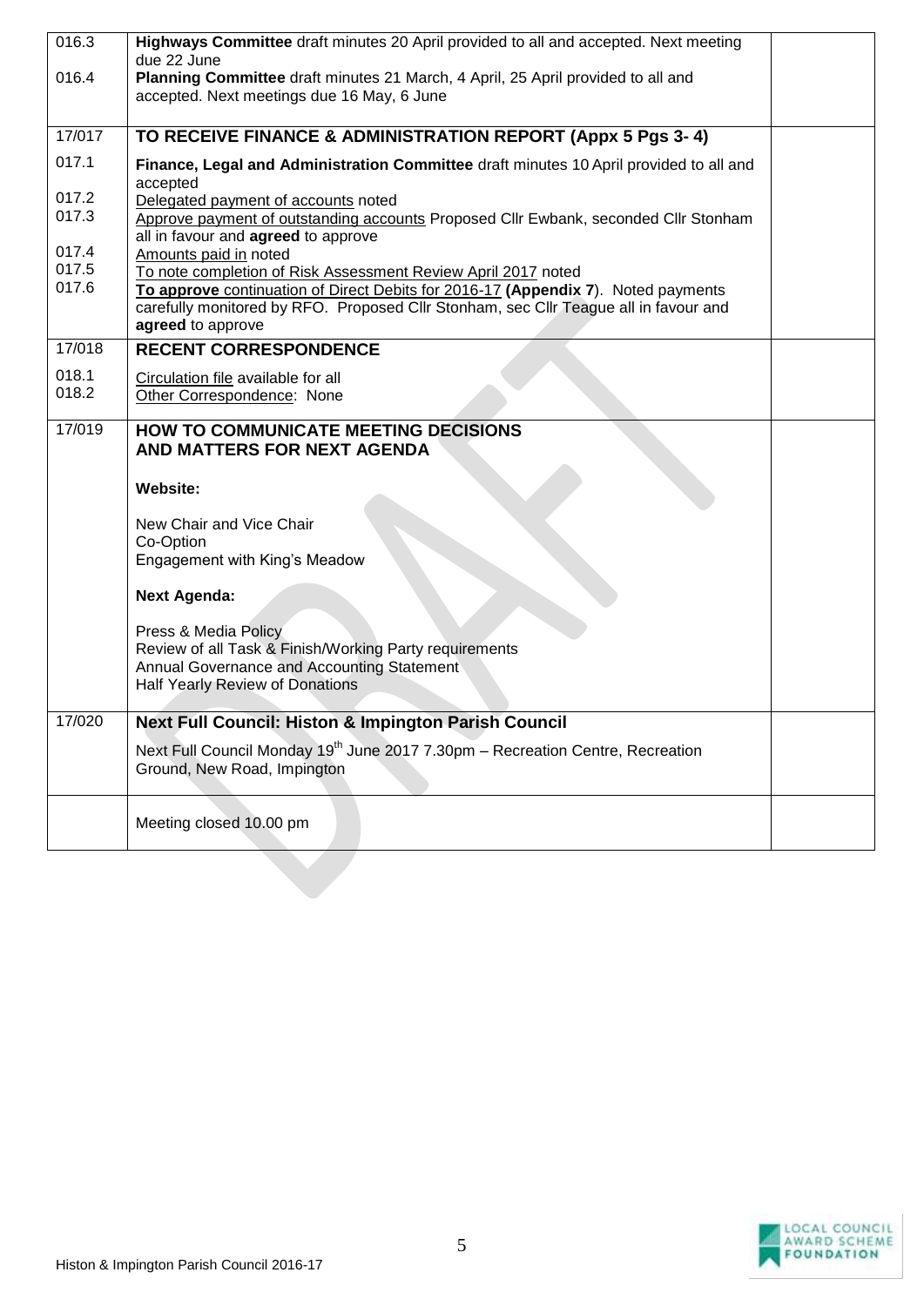| | | |
|---|---|---|
| 016.3<br><br>016.4 | **Highways Committee** draft minutes 20 April provided to all and accepted. Next meeting due 22 June<br>**Planning Committee** draft minutes 21 March, 4 April, 25 April provided to all and accepted. Next meetings due 16 May, 6 June | |
| 17/017 | **TO RECEIVE FINANCE & ADMINISTRATION REPORT (Appx 5 Pgs 3- 4)** | |
| 017.1<br><br>017.2<br>017.3<br><br>017.4<br>017.5<br>017.6 | **Finance, Legal and Administration Committee** draft minutes 10 April provided to all and accepted<br>Delegated payment of accounts noted<br>Approve payment of outstanding accounts Proposed Cllr Ewbank, seconded Cllr Stonham all in favour and **agreed** to approve<br>Amounts paid in noted<br>To note completion of Risk Assessment Review April 2017 noted<br>**To approve** continuation of Direct Debits for 2016-17 **(Appendix 7**). Noted payments carefully monitored by RFO. Proposed Cllr Stonham, sec Cllr Teague all in favour and **agreed** to approve | |
| 17/018 | **RECENT CORRESPONDENCE** | |
| 018.1<br>018.2 | Circulation file available for all<br>Other Correspondence: None | |
| 17/019 | **HOW TO COMMUNICATE MEETING DECISIONS AND MATTERS FOR NEXT AGENDA**<br><br>**Website:**<br><br>New Chair and Vice Chair<br>Co-Option<br>Engagement with King's Meadow<br><br>**Next Agenda:**<br><br>Press & Media Policy<br>Review of all Task & Finish/Working Party requirements<br>Annual Governance and Accounting Statement<br>Half Yearly Review of Donations | |
| 17/020 | **Next Full Council: Histon & Impington Parish Council**<br><br>Next Full Council Monday 19th June 2017 7.30pm – Recreation Centre, Recreation Ground, New Road, Impington | |
| | Meeting closed 10.00 pm | |

Histon & Impington Parish Council 2016-17